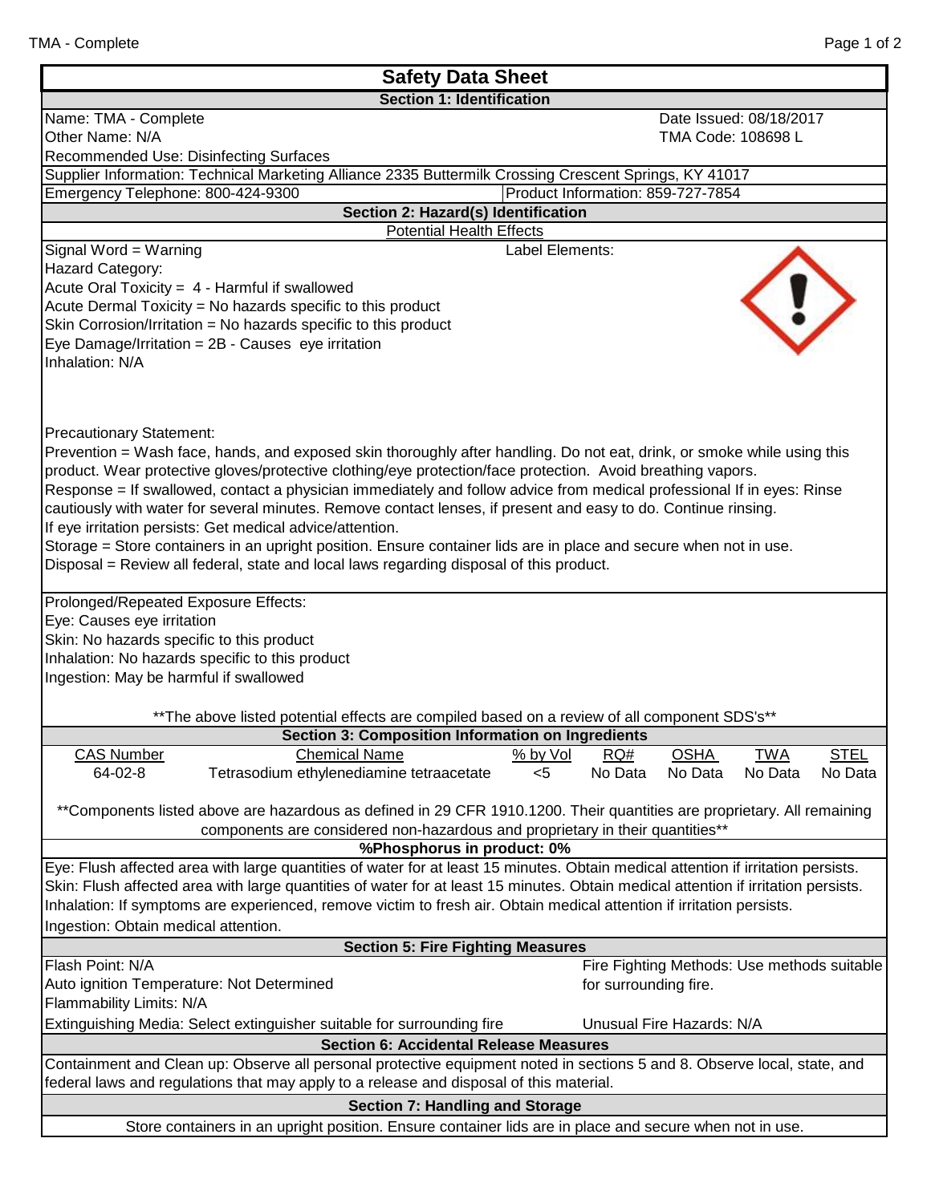# Safety Data Sheet

## Section 1: Identification

Name: TMA - Complete
Date Issued: 08/18/2017

Other Name: N/A
TMA Code: 108698 L

Recommended Use: Disinfecting Surfaces

Supplier Information: Technical Marketing Alliance 2335 Buttermilk Crossing Crescent Springs, KY 41017

Emergency Telephone: 800-424-9300
Product Information: 859-727-7854

## Section 2: Hazard(s) Identification

Potential Health Effects

Signal Word = Warning

Label Elements:

Hazard Category:

Acute Oral Toxicity = 4 - Harmful if swallowed

Acute Dermal Toxicity = No hazards specific to this product

Skin Corrosion/Irritation = No hazards specific to this product

Eye Damage/Irritation = 2B - Causes eye irritation

Inhalation: N/A

Precautionary Statement:

Prevention = Wash face, hands, and exposed skin thoroughly after handling. Do not eat, drink, or smoke while using this product. Wear protective gloves/protective clothing/eye protection/face protection. Avoid breathing vapors.

Response = If swallowed, contact a physician immediately and follow advice from medical professional If in eyes: Rinse cautiously with water for several minutes. Remove contact lenses, if present and easy to do. Continue rinsing. If eye irritation persists: Get medical advice/attention.

Storage = Store containers in an upright position. Ensure container lids are in place and secure when not in use.

Disposal = Review all federal, state and local laws regarding disposal of this product.

Prolonged/Repeated Exposure Effects:

Eye: Causes eye irritation

Skin: No hazards specific to this product

Inhalation: No hazards specific to this product

Ingestion: May be harmful if swallowed

**The above listed potential effects are compiled based on a review of all component SDS's**

## Section 3: Composition Information on Ingredients

| CAS Number | Chemical Name | % by Vol | RQ# | OSHA | TWA | STEL |
|---|---|---|---|---|---|---|
| 64-02-8 | Tetrasodium ethylenediamine tetraacetate | <5 | No Data | No Data | No Data | No Data |

**Components listed above are hazardous as defined in 29 CFR 1910.1200. Their quantities are proprietary. All remaining components are considered non-hazardous and proprietary in their quantities**

**%Phosphorus in product: 0%**

Eye: Flush affected area with large quantities of water for at least 15 minutes. Obtain medical attention if irritation persists.

Skin: Flush affected area with large quantities of water for at least 15 minutes. Obtain medical attention if irritation persists.

Inhalation: If symptoms are experienced, remove victim to fresh air. Obtain medical attention if irritation persists.

Ingestion: Obtain medical attention.

## Section 5: Fire Fighting Measures

Flash Point: N/A

Auto ignition Temperature: Not Determined

Flammability Limits: N/A

Extinguishing Media: Select extinguisher suitable for surrounding fire

Fire Fighting Methods: Use methods suitable for surrounding fire.

Unusual Fire Hazards: N/A

## Section 6: Accidental Release Measures

Containment and Clean up: Observe all personal protective equipment noted in sections 5 and 8. Observe local, state, and federal laws and regulations that may apply to a release and disposal of this material.

## Section 7: Handling and Storage

Store containers in an upright position. Ensure container lids are in place and secure when not in use.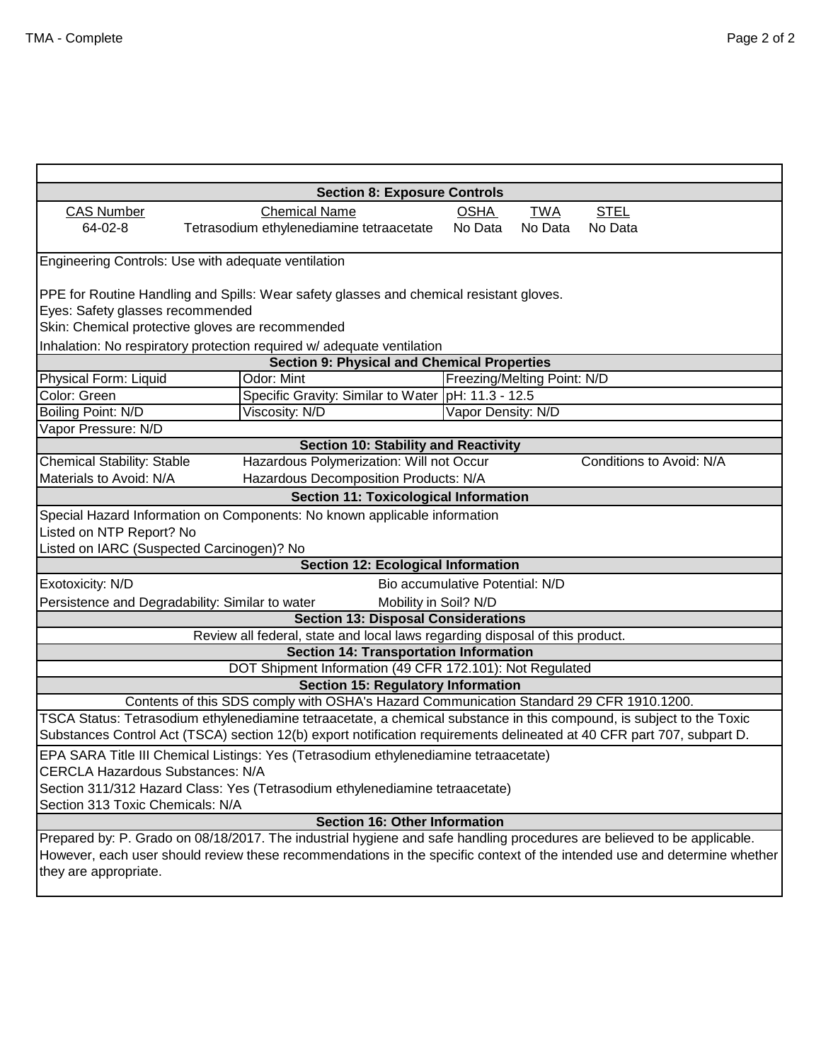## Section 8: Exposure Controls

| CAS Number | Chemical Name | OSHA | TWA | STEL |
|---|---|---|---|---|
| 64-02-8 | Tetrasodium ethylenediamine tetraacetate | No Data | No Data | No Data |

Engineering Controls: Use with adequate ventilation

PPE for Routine Handling and Spills: Wear safety glasses and chemical resistant gloves.
Eyes: Safety glasses recommended
Skin: Chemical protective gloves are recommended
Inhalation: No respiratory protection required w/ adequate ventilation

## Section 9: Physical and Chemical Properties

| | | |
|---|---|---|
| Physical Form: Liquid | Odor: Mint | Freezing/Melting Point: N/D |
| Color: Green | Specific Gravity: Similar to Water | pH: 11.3 - 12.5 |
| Boiling Point: N/D | Viscosity: N/D | Vapor Density: N/D |
| Vapor Pressure: N/D | | |

## Section 10: Stability and Reactivity

| | | |
|---|---|---|
| Chemical Stability: Stable | Hazardous Polymerization: Will not Occur | Conditions to Avoid: N/A |
| Materials to Avoid: N/A | Hazardous Decomposition Products: N/A | |

## Section 11: Toxicological Information

Special Hazard Information on Components: No known applicable information
Listed on NTP Report? No
Listed on IARC (Suspected Carcinogen)? No

## Section 12: Ecological Information

| | |
|---|---|
| Exotoxicity: N/D | Bio accumulative Potential: N/D |
| Persistence and Degradability: Similar to water | Mobility in Soil? N/D |

## Section 13: Disposal Considerations

Review all federal, state and local laws regarding disposal of this product.

## Section 14: Transportation Information

DOT Shipment Information (49 CFR 172.101): Not Regulated

## Section 15: Regulatory Information

Contents of this SDS comply with OSHA's Hazard Communication Standard 29 CFR 1910.1200.

TSCA Status: Tetrasodium ethylenediamine tetraacetate, a chemical substance in this compound, is subject to the Toxic Substances Control Act (TSCA) section 12(b) export notification requirements delineated at 40 CFR part 707, subpart D.

EPA SARA Title III Chemical Listings: Yes (Tetrasodium ethylenediamine tetraacetate)
CERCLA Hazardous Substances: N/A
Section 311/312 Hazard Class: Yes (Tetrasodium ethylenediamine tetraacetate)
Section 313 Toxic Chemicals: N/A

## Section 16: Other Information

Prepared by: P. Grado on 08/18/2017. The industrial hygiene and safe handling procedures are believed to be applicable. However, each user should review these recommendations in the specific context of the intended use and determine whether they are appropriate.